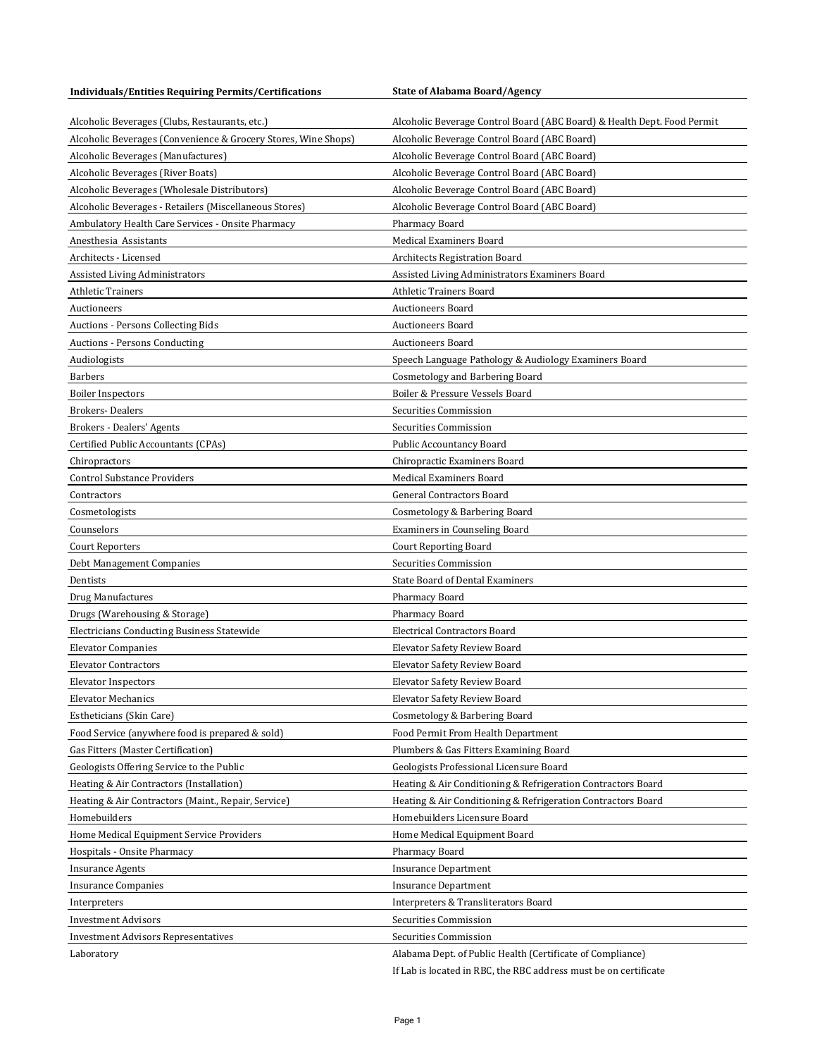| Individuals/Entities Requiring Permits/Certifications | State of Alabama Board/Agency |
|---|---|
| Alcoholic Beverages (Clubs, Restaurants, etc.) | Alcoholic Beverage Control Board (ABC Board) & Health Dept. Food Permit |
| Alcoholic Beverages (Convenience & Grocery Stores, Wine Shops) | Alcoholic Beverage Control Board (ABC Board) |
| Alcoholic Beverages (Manufactures) | Alcoholic Beverage Control Board (ABC Board) |
| Alcoholic Beverages (River Boats) | Alcoholic Beverage Control Board (ABC Board) |
| Alcoholic Beverages (Wholesale Distributors) | Alcoholic Beverage Control Board (ABC Board) |
| Alcoholic Beverages - Retailers (Miscellaneous Stores) | Alcoholic Beverage Control Board (ABC Board) |
| Ambulatory Health Care Services - Onsite Pharmacy | Pharmacy Board |
| Anesthesia Assistants | Medical Examiners Board |
| Architects - Licensed | Architects Registration Board |
| Assisted Living Administrators | Assisted Living Administrators Examiners Board |
| Athletic Trainers | Athletic Trainers Board |
| Auctioneers | Auctioneers Board |
| Auctions - Persons Collecting Bids | Auctioneers Board |
| Auctions - Persons Conducting | Auctioneers Board |
| Audiologists | Speech Language Pathology & Audiology Examiners Board |
| Barbers | Cosmetology and Barbering Board |
| Boiler Inspectors | Boiler & Pressure Vessels Board |
| Brokers- Dealers | Securities Commission |
| Brokers - Dealers' Agents | Securities Commission |
| Certified Public Accountants (CPAs) | Public Accountancy Board |
| Chiropractors | Chiropractic Examiners Board |
| Control Substance Providers | Medical Examiners Board |
| Contractors | General Contractors Board |
| Cosmetologists | Cosmetology & Barbering Board |
| Counselors | Examiners in Counseling Board |
| Court Reporters | Court Reporting Board |
| Debt Management Companies | Securities Commission |
| Dentists | State Board of Dental Examiners |
| Drug Manufactures | Pharmacy Board |
| Drugs (Warehousing & Storage) | Pharmacy Board |
| Electricians Conducting Business Statewide | Electrical Contractors Board |
| Elevator Companies | Elevator Safety Review Board |
| Elevator Contractors | Elevator Safety Review Board |
| Elevator Inspectors | Elevator Safety Review Board |
| Elevator Mechanics | Elevator Safety Review Board |
| Estheticians (Skin Care) | Cosmetology & Barbering Board |
| Food Service (anywhere food is prepared & sold) | Food Permit From Health Department |
| Gas Fitters (Master Certification) | Plumbers & Gas Fitters Examining Board |
| Geologists Offering Service to the Public | Geologists Professional Licensure Board |
| Heating & Air Contractors (Installation) | Heating & Air Conditioning & Refrigeration Contractors Board |
| Heating & Air Contractors (Maint., Repair, Service) | Heating & Air Conditioning & Refrigeration Contractors Board |
| Homebuilders | Homebuilders Licensure Board |
| Home Medical Equipment Service Providers | Home Medical Equipment Board |
| Hospitals - Onsite Pharmacy | Pharmacy Board |
| Insurance Agents | Insurance Department |
| Insurance Companies | Insurance Department |
| Interpreters | Interpreters & Transliterators Board |
| Investment Advisors | Securities Commission |
| Investment Advisors Representatives | Securities Commission |
| Laboratory | Alabama Dept. of Public Health (Certificate of Compliance) If Lab is located in RBC, the RBC address must be on certificate |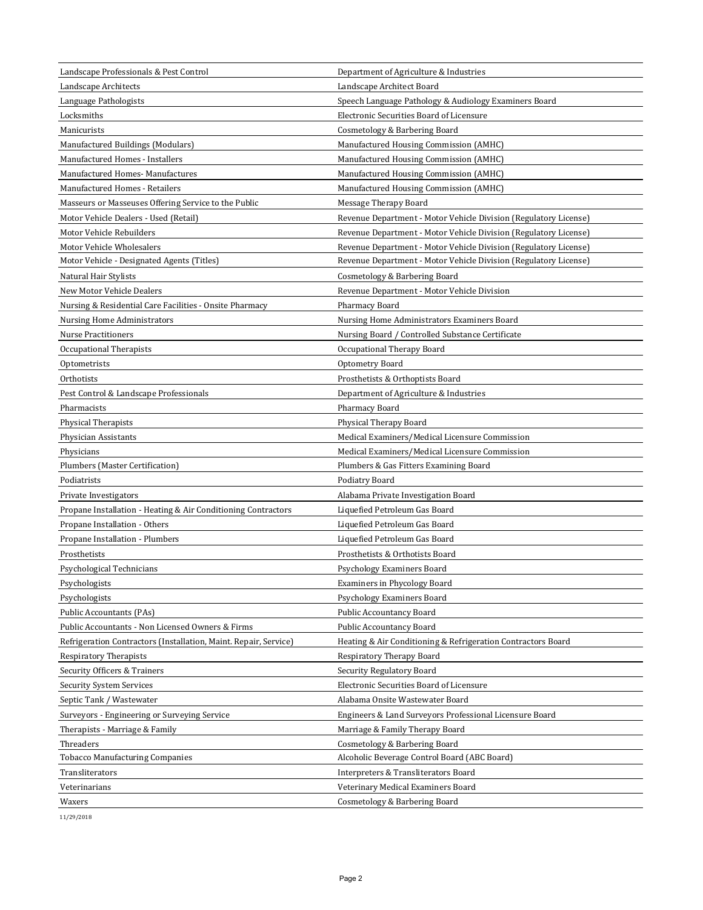| | |
|---|---|
| Landscape Professionals & Pest Control | Department of Agriculture & Industries |
| Landscape Architects | Landscape Architect Board |
| Language Pathologists | Speech Language Pathology & Audiology Examiners Board |
| Locksmiths | Electronic Securities Board of Licensure |
| Manicurists | Cosmetology & Barbering Board |
| Manufactured Buildings (Modulars) | Manufactured Housing Commission (AMHC) |
| Manufactured Homes - Installers | Manufactured Housing Commission (AMHC) |
| Manufactured Homes- Manufactures | Manufactured Housing Commission (AMHC) |
| Manufactured Homes - Retailers | Manufactured Housing Commission (AMHC) |
| Masseurs or Masseuses Offering Service to the Public | Message Therapy Board |
| Motor Vehicle Dealers - Used (Retail) | Revenue Department - Motor Vehicle Division (Regulatory License) |
| Motor Vehicle Rebuilders | Revenue Department - Motor Vehicle Division (Regulatory License) |
| Motor Vehicle Wholesalers | Revenue Department - Motor Vehicle Division (Regulatory License) |
| Motor Vehicle - Designated Agents (Titles) | Revenue Department - Motor Vehicle Division (Regulatory License) |
| Natural Hair Stylists | Cosmetology & Barbering Board |
| New Motor Vehicle Dealers | Revenue Department - Motor Vehicle Division |
| Nursing & Residential Care Facilities - Onsite Pharmacy | Pharmacy Board |
| Nursing Home Administrators | Nursing Home Administrators Examiners Board |
| Nurse Practitioners | Nursing Board / Controlled Substance Certificate |
| Occupational Therapists | Occupational Therapy Board |
| Optometrists | Optometry Board |
| Orthotists | Prosthetists & Orthoptists Board |
| Pest Control & Landscape Professionals | Department of Agriculture & Industries |
| Pharmacists | Pharmacy Board |
| Physical Therapists | Physical Therapy Board |
| Physician Assistants | Medical Examiners/Medical Licensure Commission |
| Physicians | Medical Examiners/Medical Licensure Commission |
| Plumbers (Master Certification) | Plumbers & Gas Fitters Examining Board |
| Podiatrists | Podiatry Board |
| Private Investigators | Alabama Private Investigation Board |
| Propane Installation - Heating & Air Conditioning Contractors | Liquefied Petroleum Gas Board |
| Propane Installation - Others | Liquefied Petroleum Gas Board |
| Propane Installation - Plumbers | Liquefied Petroleum Gas Board |
| Prosthetists | Prosthetists & Orthotists Board |
| Psychological Technicians | Psychology Examiners Board |
| Psychologists | Examiners in Phycology Board |
| Psychologists | Psychology Examiners Board |
| Public Accountants (PAs) | Public Accountancy Board |
| Public Accountants - Non Licensed Owners & Firms | Public Accountancy Board |
| Refrigeration Contractors (Installation, Maint. Repair, Service) | Heating & Air Conditioning & Refrigeration Contractors Board |
| Respiratory Therapists | Respiratory Therapy Board |
| Security Officers & Trainers | Security Regulatory Board |
| Security System Services | Electronic Securities Board of Licensure |
| Septic Tank / Wastewater | Alabama Onsite Wastewater Board |
| Surveyors - Engineering or Surveying Service | Engineers & Land Surveyors Professional Licensure Board |
| Therapists - Marriage & Family | Marriage & Family Therapy Board |
| Threaders | Cosmetology & Barbering Board |
| Tobacco Manufacturing Companies | Alcoholic Beverage Control Board (ABC Board) |
| Transliterators | Interpreters & Transliterators Board |
| Veterinarians | Veterinary Medical Examiners Board |
| Waxers | Cosmetology & Barbering Board |

11/29/2018